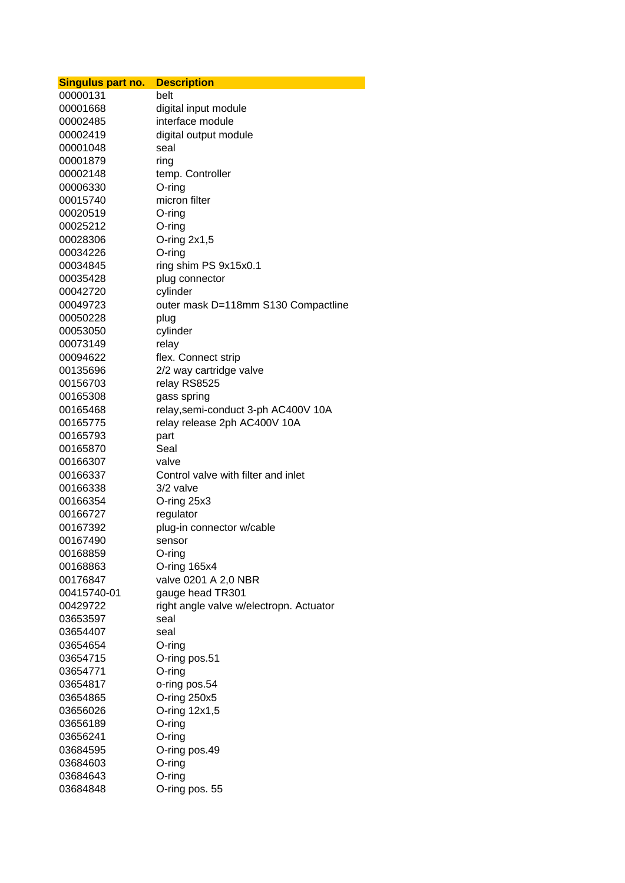| Singulus part no. | Description |
| --- | --- |
| 00000131 | belt |
| 00001668 | digital input module |
| 00002485 | interface module |
| 00002419 | digital output module |
| 00001048 | seal |
| 00001879 | ring |
| 00002148 | temp. Controller |
| 00006330 | O-ring |
| 00015740 | micron filter |
| 00020519 | O-ring |
| 00025212 | O-ring |
| 00028306 | O-ring 2x1,5 |
| 00034226 | O-ring |
| 00034845 | ring shim PS 9x15x0.1 |
| 00035428 | plug connector |
| 00042720 | cylinder |
| 00049723 | outer mask D=118mm S130 Compactline |
| 00050228 | plug |
| 00053050 | cylinder |
| 00073149 | relay |
| 00094622 | flex. Connect strip |
| 00135696 | 2/2 way cartridge valve |
| 00156703 | relay RS8525 |
| 00165308 | gass spring |
| 00165468 | relay,semi-conduct 3-ph AC400V 10A |
| 00165775 | relay release 2ph AC400V 10A |
| 00165793 | part |
| 00165870 | Seal |
| 00166307 | valve |
| 00166337 | Control valve with filter and inlet |
| 00166338 | 3/2 valve |
| 00166354 | O-ring 25x3 |
| 00166727 | regulator |
| 00167392 | plug-in connector w/cable |
| 00167490 | sensor |
| 00168859 | O-ring |
| 00168863 | O-ring 165x4 |
| 00176847 | valve 0201 A 2,0 NBR |
| 00415740-01 | gauge head TR301 |
| 00429722 | right angle valve w/electropn. Actuator |
| 03653597 | seal |
| 03654407 | seal |
| 03654654 | O-ring |
| 03654715 | O-ring pos.51 |
| 03654771 | O-ring |
| 03654817 | o-ring pos.54 |
| 03654865 | O-ring 250x5 |
| 03656026 | O-ring 12x1,5 |
| 03656189 | O-ring |
| 03656241 | O-ring |
| 03684595 | O-ring pos.49 |
| 03684603 | O-ring |
| 03684643 | O-ring |
| 03684848 | O-ring pos. 55 |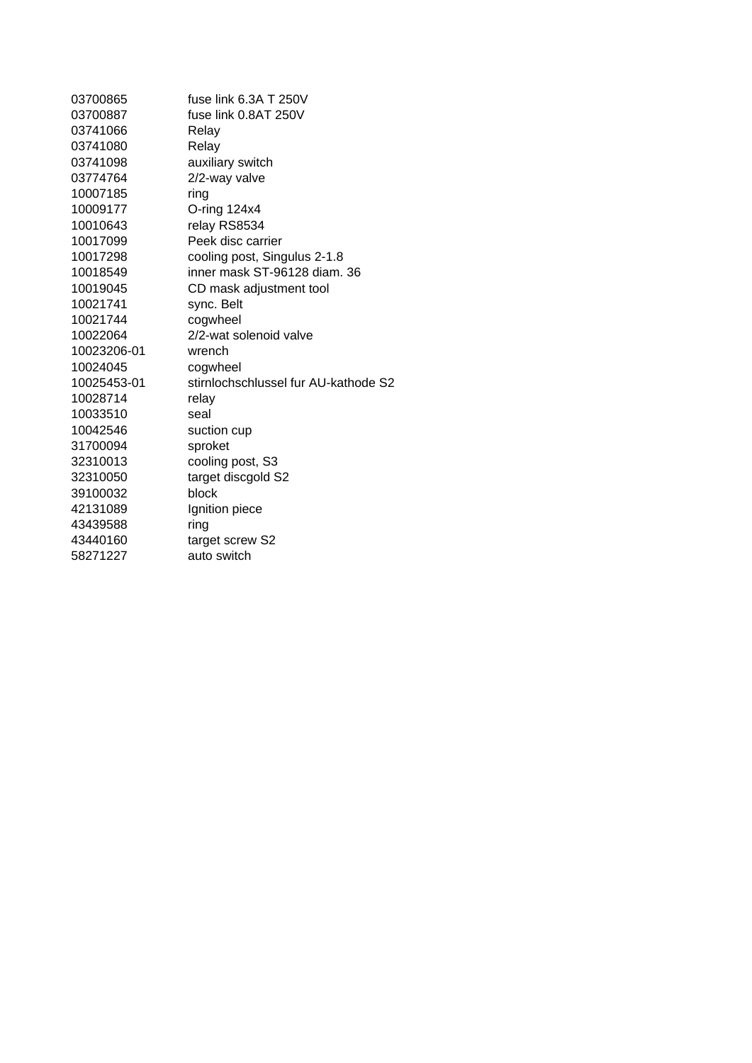| | |
|---|---|
| 03700865 | fuse link 6.3A T 250V |
| 03700887 | fuse link 0.8AT 250V |
| 03741066 | Relay |
| 03741080 | Relay |
| 03741098 | auxiliary switch |
| 03774764 | 2/2-way valve |
| 10007185 | ring |
| 10009177 | O-ring 124x4 |
| 10010643 | relay RS8534 |
| 10017099 | Peek disc carrier |
| 10017298 | cooling post, Singulus 2-1.8 |
| 10018549 | inner mask ST-96128 diam. 36 |
| 10019045 | CD mask adjustment tool |
| 10021741 | sync. Belt |
| 10021744 | cogwheel |
| 10022064 | 2/2-wat solenoid valve |
| 10023206-01 | wrench |
| 10024045 | cogwheel |
| 10025453-01 | stirnlochschlussel fur AU-kathode S2 |
| 10028714 | relay |
| 10033510 | seal |
| 10042546 | suction cup |
| 31700094 | sproket |
| 32310013 | cooling post, S3 |
| 32310050 | target discgold S2 |
| 39100032 | block |
| 42131089 | Ignition piece |
| 43439588 | ring |
| 43440160 | target screw S2 |
| 58271227 | auto switch |